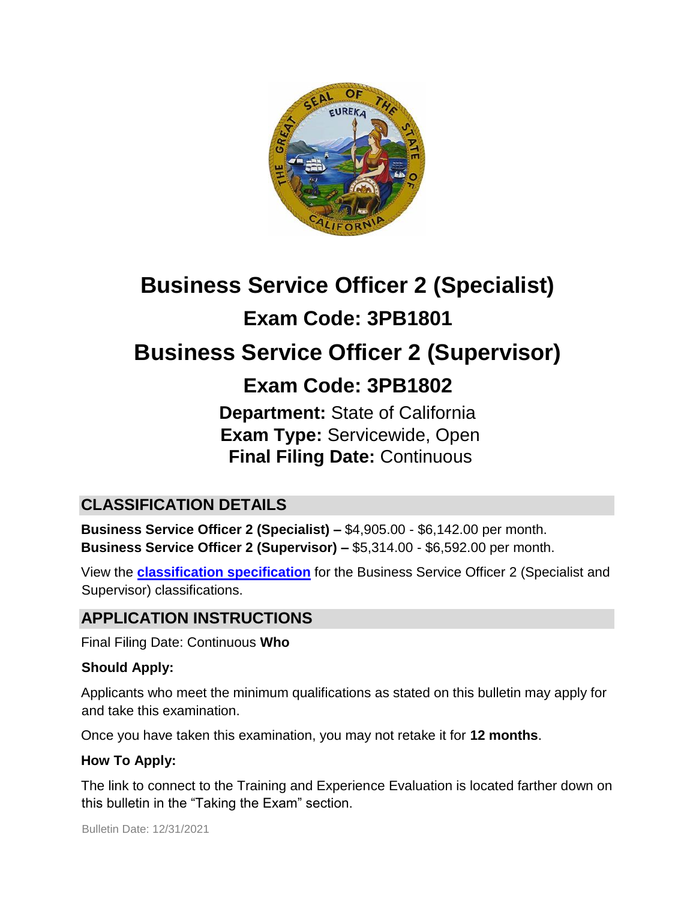# Business Service Officer 2 (Specialist)

## Exam Code: 3PB1801

# Business Service Officer 2 (Supervisor)

## Exam Code: 3PB1802

**Department:** State of California
**Exam Type:** Servicewide, Open
**Final Filing Date:** Continuous

## CLASSIFICATION DETAILS

**Business Service Officer 2 (Specialist) –** $4,905.00 - $6,142.00 per month.
**Business Service Officer 2 (Supervisor) –** $5,314.00 - $6,592.00 per month.

View the **classification specification** for the Business Service Officer 2 (Specialist and Supervisor) classifications.

## APPLICATION INSTRUCTIONS

Final Filing Date: Continuous **Who**

**Should Apply:**

Applicants who meet the minimum qualifications as stated on this bulletin may apply for and take this examination.

Once you have taken this examination, you may not retake it for **12 months**.

**How To Apply:**

The link to connect to the Training and Experience Evaluation is located farther down on this bulletin in the "Taking the Exam" section.

Bulletin Date: 12/31/2021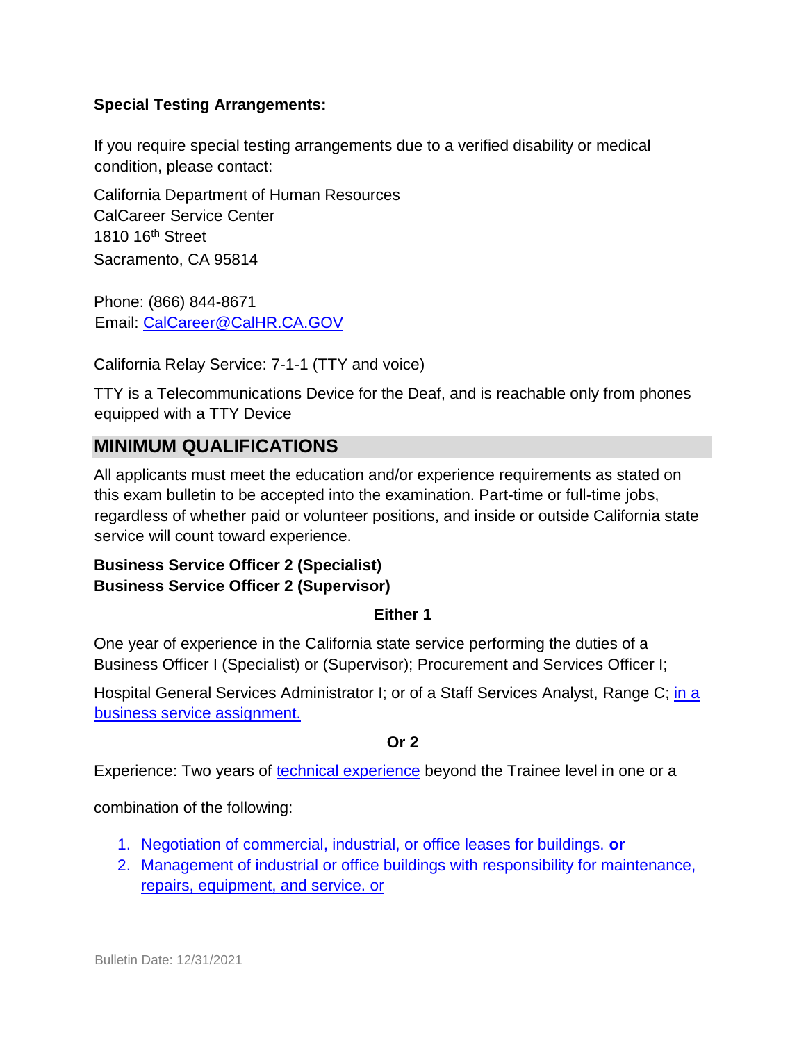**Special Testing Arrangements:**

If you require special testing arrangements due to a verified disability or medical condition, please contact:

California Department of Human Resources
CalCareer Service Center
1810 16th Street
Sacramento, CA 95814

Phone: (866) 844-8671
Email: CalCareer@CalHR.CA.GOV

California Relay Service: 7-1-1 (TTY and voice)

TTY is a Telecommunications Device for the Deaf, and is reachable only from phones equipped with a TTY Device

## MINIMUM QUALIFICATIONS

All applicants must meet the education and/or experience requirements as stated on this exam bulletin to be accepted into the examination. Part-time or full-time jobs, regardless of whether paid or volunteer positions, and inside or outside California state service will count toward experience.

**Business Service Officer 2 (Specialist)**
**Business Service Officer 2 (Supervisor)**

**Either 1**

One year of experience in the California state service performing the duties of a Business Officer I (Specialist) or (Supervisor); Procurement and Services Officer I;

Hospital General Services Administrator I; or of a Staff Services Analyst, Range C; in a business service assignment.

**Or 2**

Experience: Two years of technical experience beyond the Trainee level in one or a combination of the following:

1. Negotiation of commercial, industrial, or office leases for buildings. **or**
2. Management of industrial or office buildings with responsibility for maintenance, repairs, equipment, and service. or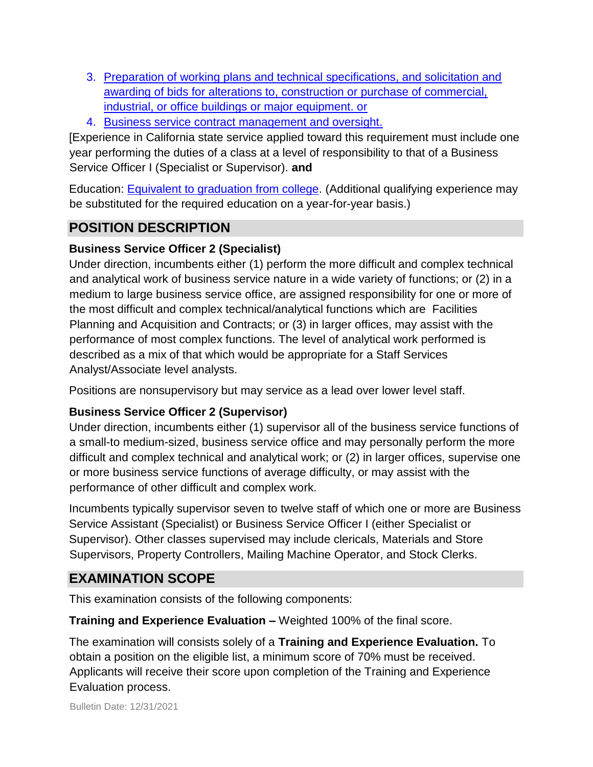3. Preparation of working plans and technical specifications, and solicitation and awarding of bids for alterations to, construction or purchase of commercial, industrial, or office buildings or major equipment. or
4. Business service contract management and oversight.

[Experience in California state service applied toward this requirement must include one year performing the duties of a class at a level of responsibility to that of a Business Service Officer I (Specialist or Supervisor). **and**

Education: Equivalent to graduation from college. (Additional qualifying experience may be substituted for the required education on a year-for-year basis.)

## POSITION DESCRIPTION

### Business Service Officer 2 (Specialist)

Under direction, incumbents either (1) perform the more difficult and complex technical and analytical work of business service nature in a wide variety of functions; or (2) in a medium to large business service office, are assigned responsibility for one or more of the most difficult and complex technical/analytical functions which are Facilities Planning and Acquisition and Contracts; or (3) in larger offices, may assist with the performance of most complex functions. The level of analytical work performed is described as a mix of that which would be appropriate for a Staff Services Analyst/Associate level analysts.

Positions are nonsupervisory but may service as a lead over lower level staff.

### Business Service Officer 2 (Supervisor)

Under direction, incumbents either (1) supervisor all of the business service functions of a small-to-medium-sized, business service office and may personally perform the more difficult and complex technical and analytical work; or (2) in larger offices, supervise one or more business service functions of average difficulty, or may assist with the performance of other difficult and complex work.

Incumbents typically supervisor seven to twelve staff of which one or more are Business Service Assistant (Specialist) or Business Service Officer I (either Specialist or Supervisor). Other classes supervised may include clericals, Materials and Store Supervisors, Property Controllers, Mailing Machine Operator, and Stock Clerks.

## EXAMINATION SCOPE

This examination consists of the following components:

**Training and Experience Evaluation –** Weighted 100% of the final score.

The examination will consists solely of a **Training and Experience Evaluation.** To obtain a position on the eligible list, a minimum score of 70% must be received. Applicants will receive their score upon completion of the Training and Experience Evaluation process.

Bulletin Date: 12/31/2021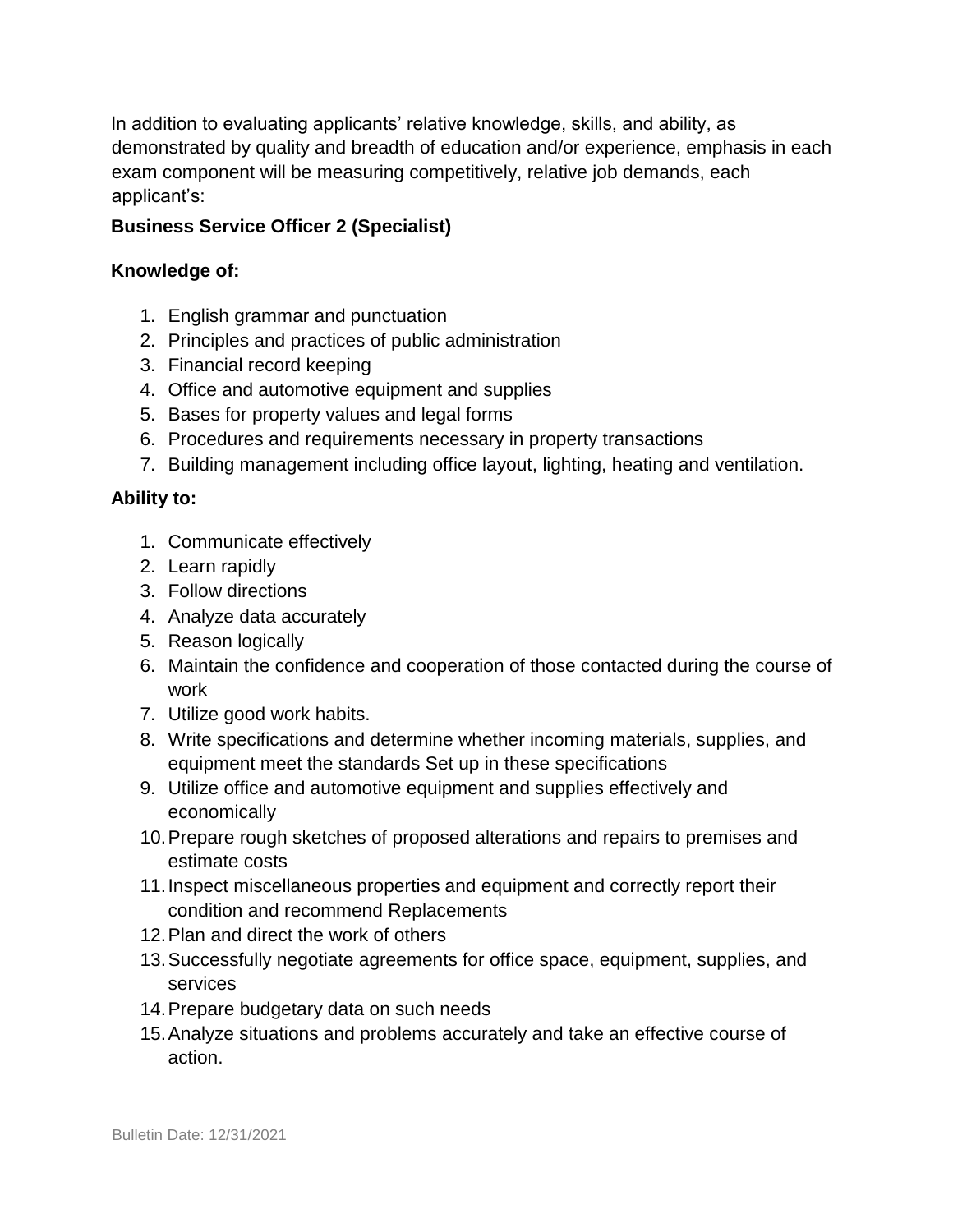In addition to evaluating applicants' relative knowledge, skills, and ability, as demonstrated by quality and breadth of education and/or experience, emphasis in each exam component will be measuring competitively, relative job demands, each applicant's:

**Business Service Officer 2 (Specialist)**

**Knowledge of:**

1. English grammar and punctuation
2. Principles and practices of public administration
3. Financial record keeping
4. Office and automotive equipment and supplies
5. Bases for property values and legal forms
6. Procedures and requirements necessary in property transactions
7. Building management including office layout, lighting, heating and ventilation.

**Ability to:**

1. Communicate effectively
2. Learn rapidly
3. Follow directions
4. Analyze data accurately
5. Reason logically
6. Maintain the confidence and cooperation of those contacted during the course of work
7. Utilize good work habits.
8. Write specifications and determine whether incoming materials, supplies, and equipment meet the standards Set up in these specifications
9. Utilize office and automotive equipment and supplies effectively and economically
10. Prepare rough sketches of proposed alterations and repairs to premises and estimate costs
11. Inspect miscellaneous properties and equipment and correctly report their condition and recommend Replacements
12. Plan and direct the work of others
13. Successfully negotiate agreements for office space, equipment, supplies, and services
14. Prepare budgetary data on such needs
15. Analyze situations and problems accurately and take an effective course of action.

Bulletin Date: 12/31/2021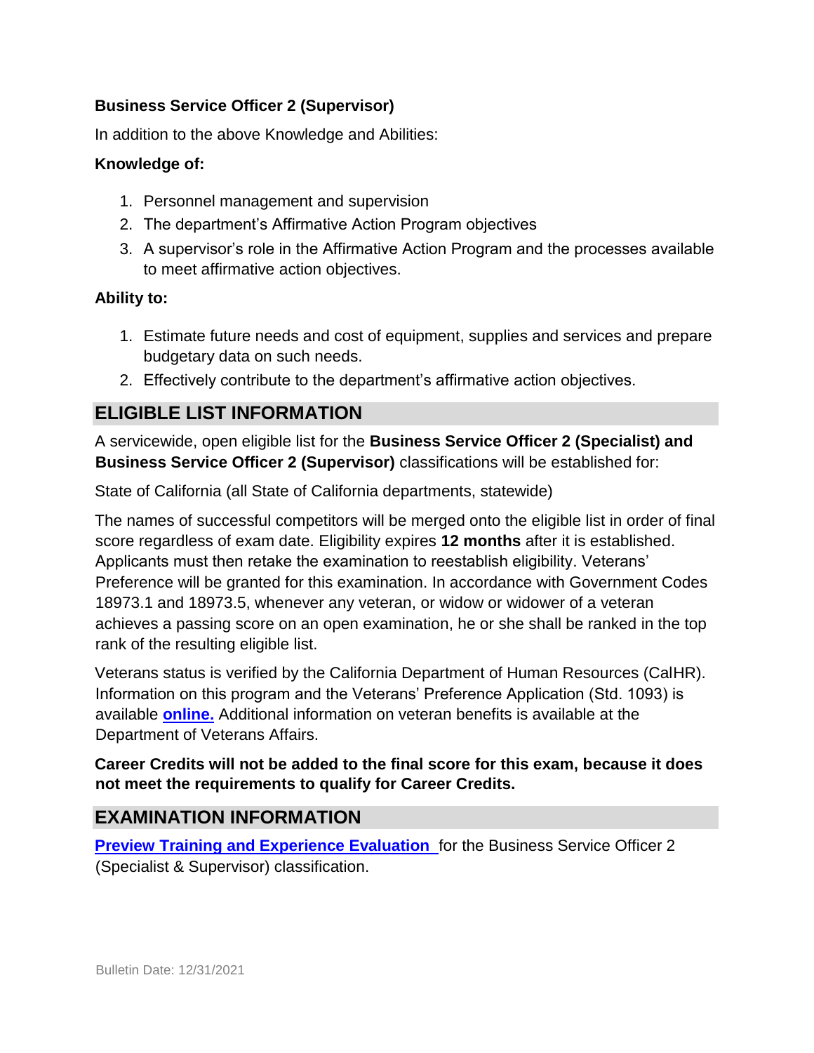**Business Service Officer 2 (Supervisor)**

In addition to the above Knowledge and Abilities:

**Knowledge of:**

1. Personnel management and supervision
2. The department's Affirmative Action Program objectives
3. A supervisor's role in the Affirmative Action Program and the processes available to meet affirmative action objectives.

**Ability to:**

1. Estimate future needs and cost of equipment, supplies and services and prepare budgetary data on such needs.
2. Effectively contribute to the department's affirmative action objectives.

## ELIGIBLE LIST INFORMATION

A servicewide, open eligible list for the **Business Service Officer 2 (Specialist) and Business Service Officer 2 (Supervisor)** classifications will be established for:

State of California (all State of California departments, statewide)

The names of successful competitors will be merged onto the eligible list in order of final score regardless of exam date. Eligibility expires **12 months** after it is established. Applicants must then retake the examination to reestablish eligibility. Veterans' Preference will be granted for this examination. In accordance with Government Codes 18973.1 and 18973.5, whenever any veteran, or widow or widower of a veteran achieves a passing score on an open examination, he or she shall be ranked in the top rank of the resulting eligible list.

Veterans status is verified by the California Department of Human Resources (CalHR). Information on this program and the Veterans' Preference Application (Std. 1093) is available **online.** Additional information on veteran benefits is available at the Department of Veterans Affairs.

**Career Credits will not be added to the final score for this exam, because it does not meet the requirements to qualify for Career Credits.**

## EXAMINATION INFORMATION

**Preview Training and Experience Evaluation** for the Business Service Officer 2 (Specialist & Supervisor) classification.

Bulletin Date: 12/31/2021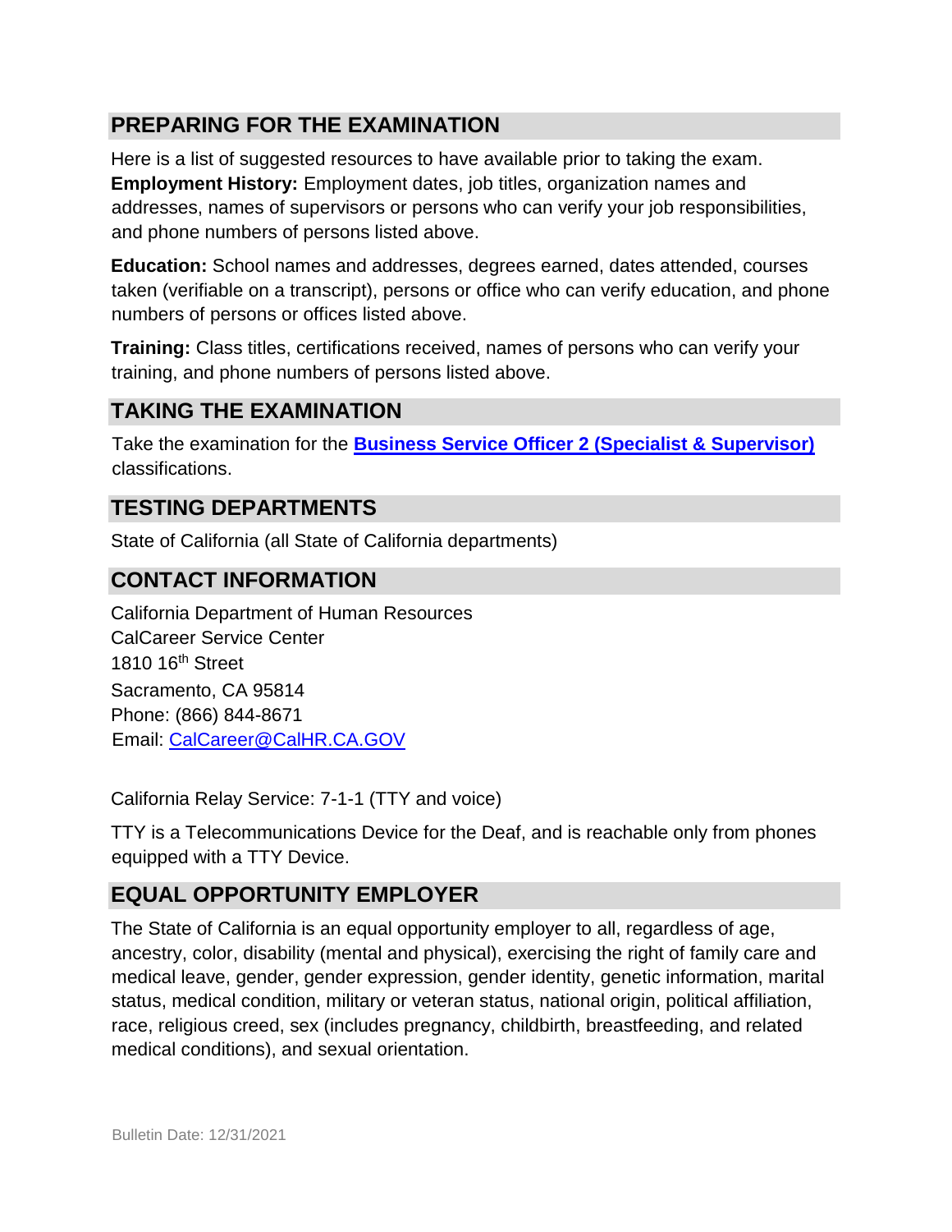## PREPARING FOR THE EXAMINATION

Here is a list of suggested resources to have available prior to taking the exam.

**Employment History:** Employment dates, job titles, organization names and addresses, names of supervisors or persons who can verify your job responsibilities, and phone numbers of persons listed above.

**Education:** School names and addresses, degrees earned, dates attended, courses taken (verifiable on a transcript), persons or office who can verify education, and phone numbers of persons or offices listed above.

**Training:** Class titles, certifications received, names of persons who can verify your training, and phone numbers of persons listed above.

## TAKING THE EXAMINATION

Take the examination for the **Business Service Officer 2 (Specialist & Supervisor)** classifications.

## TESTING DEPARTMENTS

State of California (all State of California departments)

## CONTACT INFORMATION

California Department of Human Resources
CalCareer Service Center
1810 16th Street
Sacramento, CA 95814
Phone: (866) 844-8671
Email: CalCareer@CalHR.CA.GOV

California Relay Service: 7-1-1 (TTY and voice)

TTY is a Telecommunications Device for the Deaf, and is reachable only from phones equipped with a TTY Device.

## EQUAL OPPORTUNITY EMPLOYER

The State of California is an equal opportunity employer to all, regardless of age, ancestry, color, disability (mental and physical), exercising the right of family care and medical leave, gender, gender expression, gender identity, genetic information, marital status, medical condition, military or veteran status, national origin, political affiliation, race, religious creed, sex (includes pregnancy, childbirth, breastfeeding, and related medical conditions), and sexual orientation.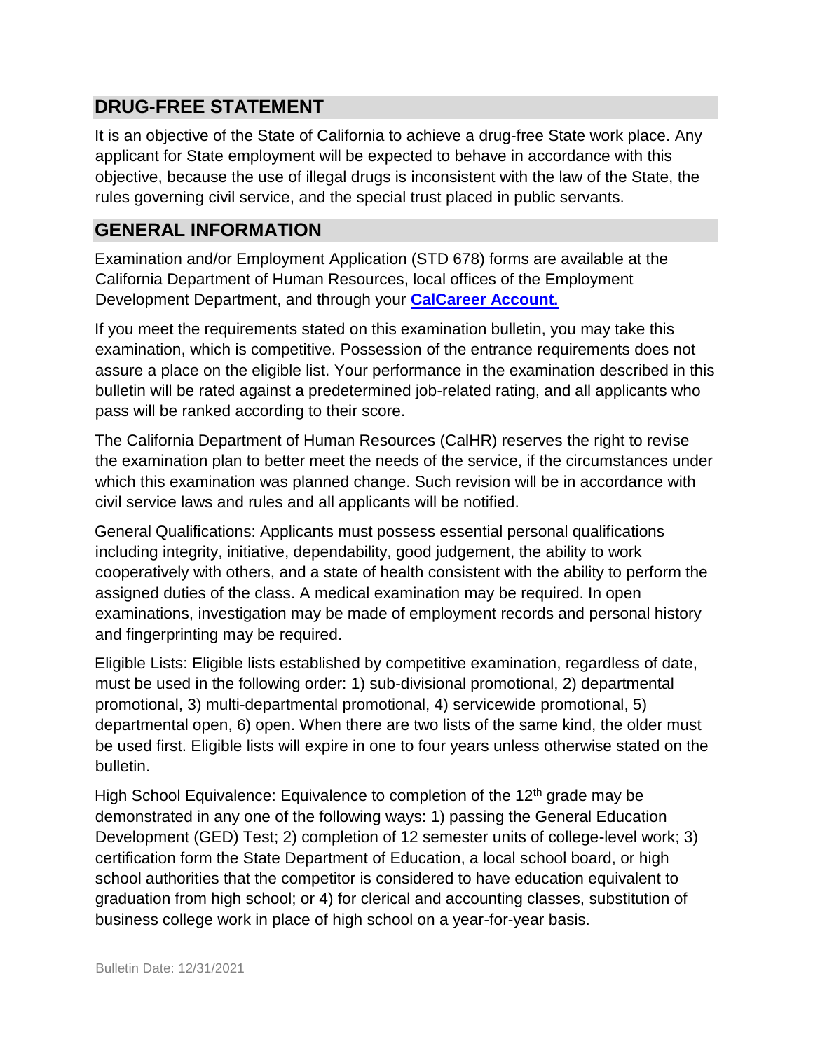## DRUG-FREE STATEMENT

It is an objective of the State of California to achieve a drug-free State work place. Any applicant for State employment will be expected to behave in accordance with this objective, because the use of illegal drugs is inconsistent with the law of the State, the rules governing civil service, and the special trust placed in public servants.

## GENERAL INFORMATION

Examination and/or Employment Application (STD 678) forms are available at the California Department of Human Resources, local offices of the Employment Development Department, and through your **CalCareer Account.**

If you meet the requirements stated on this examination bulletin, you may take this examination, which is competitive. Possession of the entrance requirements does not assure a place on the eligible list. Your performance in the examination described in this bulletin will be rated against a predetermined job-related rating, and all applicants who pass will be ranked according to their score.

The California Department of Human Resources (CalHR) reserves the right to revise the examination plan to better meet the needs of the service, if the circumstances under which this examination was planned change. Such revision will be in accordance with civil service laws and rules and all applicants will be notified.

General Qualifications: Applicants must possess essential personal qualifications including integrity, initiative, dependability, good judgement, the ability to work cooperatively with others, and a state of health consistent with the ability to perform the assigned duties of the class. A medical examination may be required. In open examinations, investigation may be made of employment records and personal history and fingerprinting may be required.

Eligible Lists: Eligible lists established by competitive examination, regardless of date, must be used in the following order: 1) sub-divisional promotional, 2) departmental promotional, 3) multi-departmental promotional, 4) servicewide promotional, 5) departmental open, 6) open. When there are two lists of the same kind, the older must be used first. Eligible lists will expire in one to four years unless otherwise stated on the bulletin.

High School Equivalence: Equivalence to completion of the 12th grade may be demonstrated in any one of the following ways: 1) passing the General Education Development (GED) Test; 2) completion of 12 semester units of college-level work; 3) certification form the State Department of Education, a local school board, or high school authorities that the competitor is considered to have education equivalent to graduation from high school; or 4) for clerical and accounting classes, substitution of business college work in place of high school on a year-for-year basis.

Bulletin Date: 12/31/2021